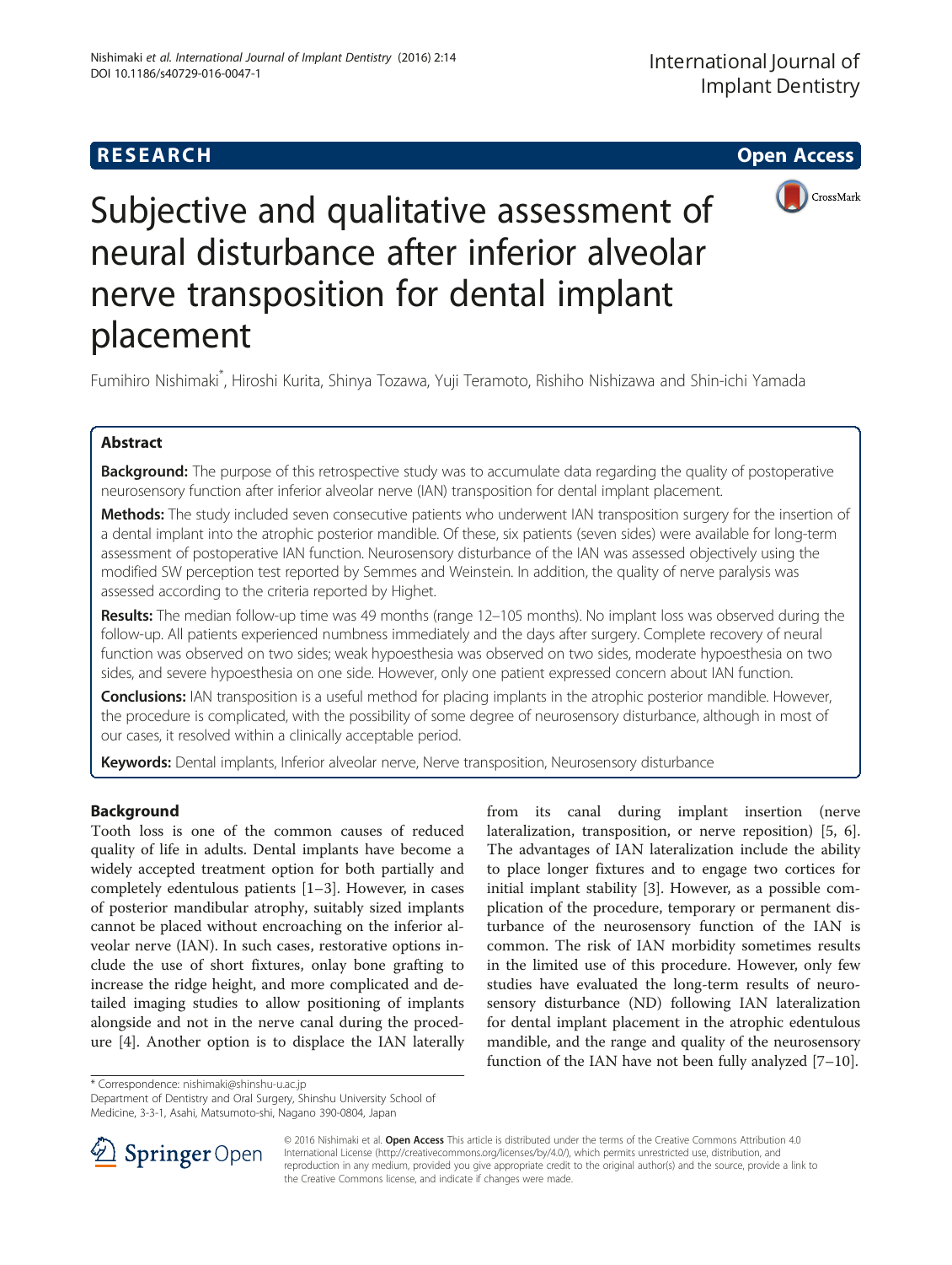**RESEARCH** **Open Access**

# Subjective and qualitative assessment of neural disturbance after inferior alveolar nerve transposition for dental implant placement

Fumihiro Nishimaki*, Hiroshi Kurita, Shinya Tozawa, Yuji Teramoto, Rishiho Nishizawa and Shin-ichi Yamada

## Abstract

**Background:** The purpose of this retrospective study was to accumulate data regarding the quality of postoperative neurosensory function after inferior alveolar nerve (IAN) transposition for dental implant placement.

**Methods:** The study included seven consecutive patients who underwent IAN transposition surgery for the insertion of a dental implant into the atrophic posterior mandible. Of these, six patients (seven sides) were available for long-term assessment of postoperative IAN function. Neurosensory disturbance of the IAN was assessed objectively using the modified SW perception test reported by Semmes and Weinstein. In addition, the quality of nerve paralysis was assessed according to the criteria reported by Highet.

**Results:** The median follow-up time was 49 months (range 12–105 months). No implant loss was observed during the follow-up. All patients experienced numbness immediately and the days after surgery. Complete recovery of neural function was observed on two sides; weak hypoesthesia was observed on two sides, moderate hypoesthesia on two sides, and severe hypoesthesia on one side. However, only one patient expressed concern about IAN function.

**Conclusions:** IAN transposition is a useful method for placing implants in the atrophic posterior mandible. However, the procedure is complicated, with the possibility of some degree of neurosensory disturbance, although in most of our cases, it resolved within a clinically acceptable period.

**Keywords:** Dental implants, Inferior alveolar nerve, Nerve transposition, Neurosensory disturbance

## Background

Tooth loss is one of the common causes of reduced quality of life in adults. Dental implants have become a widely accepted treatment option for both partially and completely edentulous patients [1–3]. However, in cases of posterior mandibular atrophy, suitably sized implants cannot be placed without encroaching on the inferior alveolar nerve (IAN). In such cases, restorative options include the use of short fixtures, onlay bone grafting to increase the ridge height, and more complicated and detailed imaging studies to allow positioning of implants alongside and not in the nerve canal during the procedure [4]. Another option is to displace the IAN laterally from its canal during implant insertion (nerve lateralization, transposition, or nerve reposition) [5, 6]. The advantages of IAN lateralization include the ability to place longer fixtures and to engage two cortices for initial implant stability [3]. However, as a possible complication of the procedure, temporary or permanent disturbance of the neurosensory function of the IAN is common. The risk of IAN morbidity sometimes results in the limited use of this procedure. However, only few studies have evaluated the long-term results of neurosensory disturbance (ND) following IAN lateralization for dental implant placement in the atrophic edentulous mandible, and the range and quality of the neurosensory function of the IAN have not been fully analyzed [7–10].

* Correspondence: nishimaki@shinshu-u.ac.jp
Department of Dentistry and Oral Surgery, Shinshu University School of Medicine, 3-3-1, Asahi, Matsumoto-shi, Nagano 390-0804, Japan

© 2016 Nishimaki et al. **Open Access** This article is distributed under the terms of the Creative Commons Attribution 4.0 International License (http://creativecommons.org/licenses/by/4.0/), which permits unrestricted use, distribution, and reproduction in any medium, provided you give appropriate credit to the original author(s) and the source, provide a link to the Creative Commons license, and indicate if changes were made.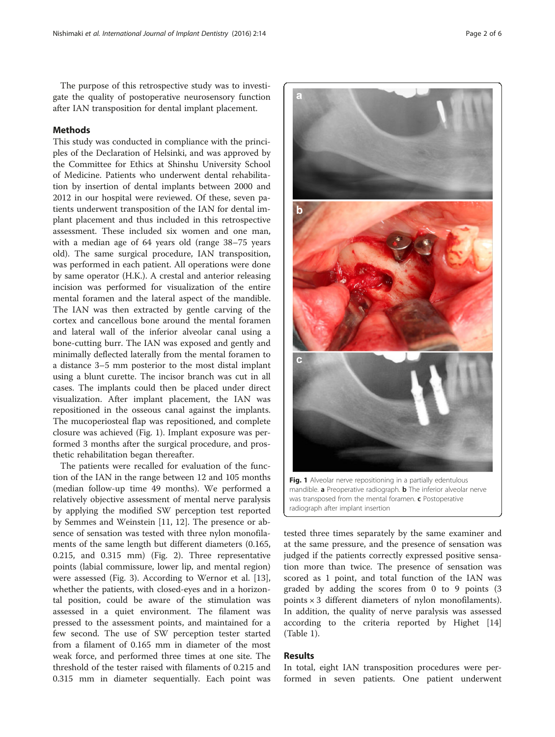The purpose of this retrospective study was to investigate the quality of postoperative neurosensory function after IAN transposition for dental implant placement.

## Methods

This study was conducted in compliance with the principles of the Declaration of Helsinki, and was approved by the Committee for Ethics at Shinshu University School of Medicine. Patients who underwent dental rehabilitation by insertion of dental implants between 2000 and 2012 in our hospital were reviewed. Of these, seven patients underwent transposition of the IAN for dental implant placement and thus included in this retrospective assessment. These included six women and one man, with a median age of 64 years old (range 38–75 years old). The same surgical procedure, IAN transposition, was performed in each patient. All operations were done by same operator (H.K.). A crestal and anterior releasing incision was performed for visualization of the entire mental foramen and the lateral aspect of the mandible. The IAN was then extracted by gentle carving of the cortex and cancellous bone around the mental foramen and lateral wall of the inferior alveolar canal using a bone-cutting burr. The IAN was exposed and gently and minimally deflected laterally from the mental foramen to a distance 3–5 mm posterior to the most distal implant using a blunt curette. The incisor branch was cut in all cases. The implants could then be placed under direct visualization. After implant placement, the IAN was repositioned in the osseous canal against the implants. The mucoperiosteal flap was repositioned, and complete closure was achieved (Fig. 1). Implant exposure was performed 3 months after the surgical procedure, and prosthetic rehabilitation began thereafter.

The patients were recalled for evaluation of the function of the IAN in the range between 12 and 105 months (median follow-up time 49 months). We performed a relatively objective assessment of mental nerve paralysis by applying the modified SW perception test reported by Semmes and Weinstein [11, 12]. The presence or absence of sensation was tested with three nylon monofilaments of the same length but different diameters (0.165, 0.215, and 0.315 mm) (Fig. 2). Three representative points (labial commissure, lower lip, and mental region) were assessed (Fig. 3). According to Wernor et al. [13], whether the patients, with closed-eyes and in a horizontal position, could be aware of the stimulation was assessed in a quiet environment. The filament was pressed to the assessment points, and maintained for a few second. The use of SW perception tester started from a filament of 0.165 mm in diameter of the most weak force, and performed three times at one site. The threshold of the tester raised with filaments of 0.215 and 0.315 mm in diameter sequentially. Each point was tested three times separately by the same examiner and at the same pressure, and the presence of sensation was judged if the patients correctly expressed positive sensation more than twice. The presence of sensation was scored as 1 point, and total function of the IAN was graded by adding the scores from 0 to 9 points (3 points × 3 different diameters of nylon monofilaments). In addition, the quality of nerve paralysis was assessed according to the criteria reported by Highet [14] (Table 1).

**Fig. 1** Alveolar nerve repositioning in a partially edentulous mandible. **a** Preoperative radiograph. **b** The inferior alveolar nerve was transposed from the mental foramen. **c** Postoperative radiograph after implant insertion

## Results

In total, eight IAN transposition procedures were performed in seven patients. One patient underwent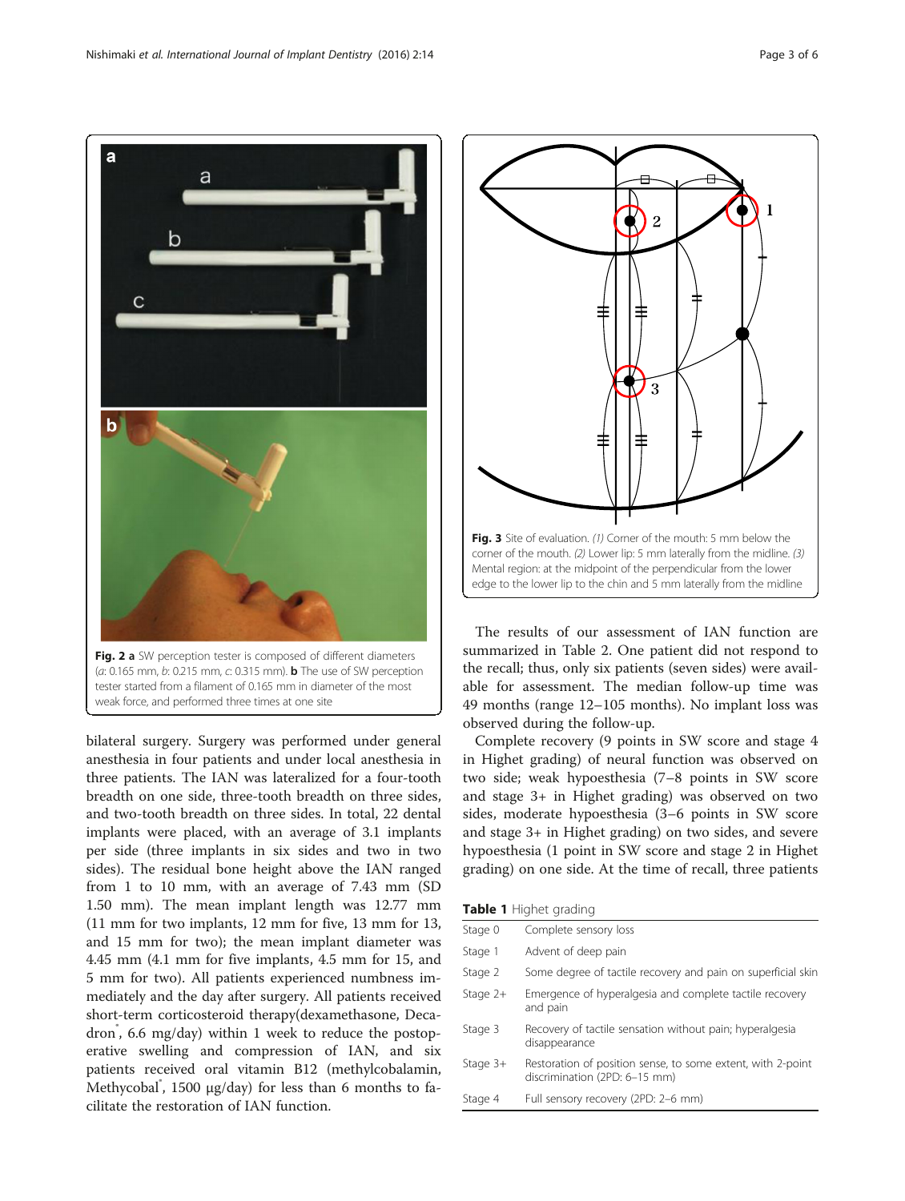**Fig. 2 a** SW perception tester is composed of different diameters (*a*: 0.165 mm, *b*: 0.215 mm, *c*: 0.315 mm). **b** The use of SW perception tester started from a filament of 0.165 mm in diameter of the most weak force, and performed three times at one site

bilateral surgery. Surgery was performed under general anesthesia in four patients and under local anesthesia in three patients. The IAN was lateralized for a four-tooth breadth on one side, three-tooth breadth on three sides, and two-tooth breadth on three sides. In total, 22 dental implants were placed, with an average of 3.1 implants per side (three implants in six sides and two in two sides). The residual bone height above the IAN ranged from 1 to 10 mm, with an average of 7.43 mm (SD 1.50 mm). The mean implant length was 12.77 mm (11 mm for two implants, 12 mm for five, 13 mm for 13, and 15 mm for two); the mean implant diameter was 4.45 mm (4.1 mm for five implants, 4.5 mm for 15, and 5 mm for two). All patients experienced numbness immediately and the day after surgery. All patients received short-term corticosteroid therapy(dexamethasone, Decadron®, 6.6 mg/day) within 1 week to reduce the postoperative swelling and compression of IAN, and six patients received oral vitamin B12 (methylcobalamin, Methycobal®, 1500 μg/day) for less than 6 months to facilitate the restoration of IAN function.

**Fig. 3** Site of evaluation. *(1)* Corner of the mouth: 5 mm below the corner of the mouth. *(2)* Lower lip: 5 mm laterally from the midline. *(3)* Mental region: at the midpoint of the perpendicular from the lower edge to the lower lip to the chin and 5 mm laterally from the midline

The results of our assessment of IAN function are summarized in Table 2. One patient did not respond to the recall; thus, only six patients (seven sides) were available for assessment. The median follow-up time was 49 months (range 12–105 months). No implant loss was observed during the follow-up.

Complete recovery (9 points in SW score and stage 4 in Highet grading) of neural function was observed on two side; weak hypoesthesia (7–8 points in SW score and stage 3+ in Highet grading) was observed on two sides, moderate hypoesthesia (3–6 points in SW score and stage 3+ in Highet grading) on two sides, and severe hypoesthesia (1 point in SW score and stage 2 in Highet grading) on one side. At the time of recall, three patients

**Table 1** Highet grading

| Stage | Description |
|---|---|
| Stage 0 | Complete sensory loss |
| Stage 1 | Advent of deep pain |
| Stage 2 | Some degree of tactile recovery and pain on superficial skin |
| Stage 2+ | Emergence of hyperalgesia and complete tactile recovery and pain |
| Stage 3 | Recovery of tactile sensation without pain; hyperalgesia disappearance |
| Stage 3+ | Restoration of position sense, to some extent, with 2-point discrimination (2PD: 6–15 mm) |
| Stage 4 | Full sensory recovery (2PD: 2–6 mm) |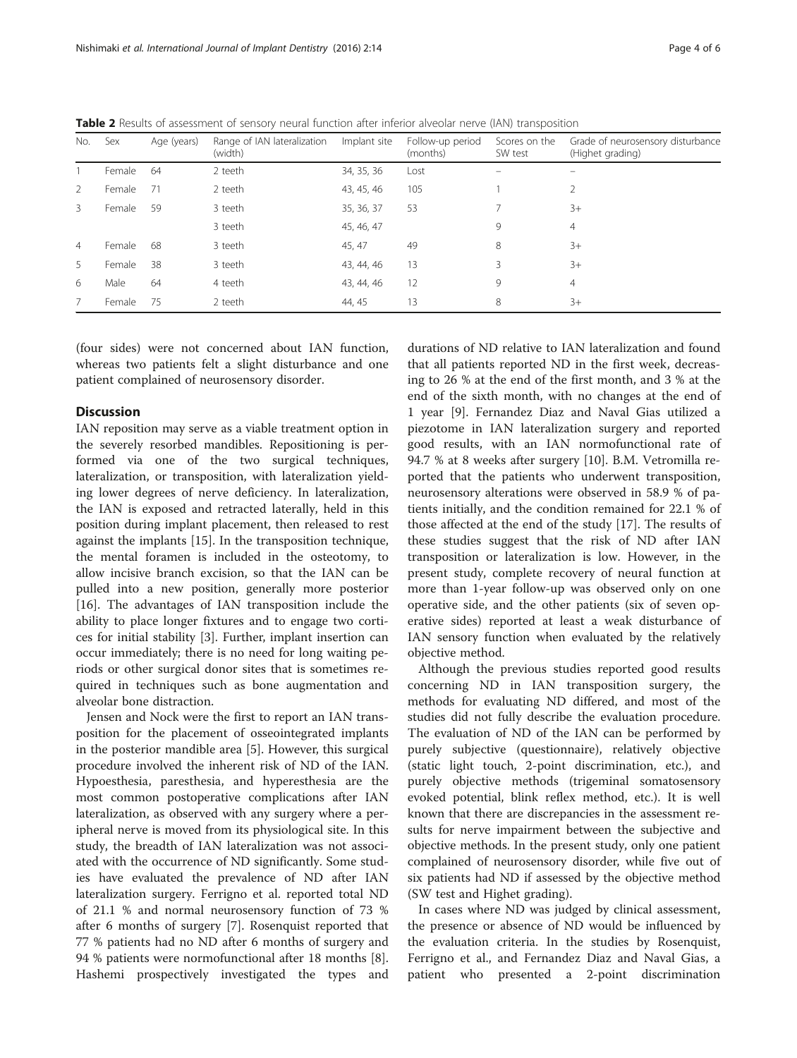**Table 2** Results of assessment of sensory neural function after inferior alveolar nerve (IAN) transposition

| No. | Sex | Age (years) | Range of IAN lateralization (width) | Implant site | Follow-up period (months) | Scores on the SW test | Grade of neurosensory disturbance (Highet grading) |
|---|---|---|---|---|---|---|---|
| 1 | Female | 64 | 2 teeth | 34, 35, 36 | Lost | – | – |
| 2 | Female | 71 | 2 teeth | 43, 45, 46 | 105 | 1 | 2 |
| 3 | Female | 59 | 3 teeth | 35, 36, 37 | 53 | 7 | 3+ |
| | | | 3 teeth | 45, 46, 47 | | 9 | 4 |
| 4 | Female | 68 | 3 teeth | 45, 47 | 49 | 8 | 3+ |
| 5 | Female | 38 | 3 teeth | 43, 44, 46 | 13 | 3 | 3+ |
| 6 | Male | 64 | 4 teeth | 43, 44, 46 | 12 | 9 | 4 |
| 7 | Female | 75 | 2 teeth | 44, 45 | 13 | 8 | 3+ |

(four sides) were not concerned about IAN function, whereas two patients felt a slight disturbance and one patient complained of neurosensory disorder.

## Discussion

IAN reposition may serve as a viable treatment option in the severely resorbed mandibles. Repositioning is performed via one of the two surgical techniques, lateralization, or transposition, with lateralization yielding lower degrees of nerve deficiency. In lateralization, the IAN is exposed and retracted laterally, held in this position during implant placement, then released to rest against the implants [15]. In the transposition technique, the mental foramen is included in the osteotomy, to allow incisive branch excision, so that the IAN can be pulled into a new position, generally more posterior [16]. The advantages of IAN transposition include the ability to place longer fixtures and to engage two cortices for initial stability [3]. Further, implant insertion can occur immediately; there is no need for long waiting periods or other surgical donor sites that is sometimes required in techniques such as bone augmentation and alveolar bone distraction.

Jensen and Nock were the first to report an IAN transposition for the placement of osseointegrated implants in the posterior mandible area [5]. However, this surgical procedure involved the inherent risk of ND of the IAN. Hypoesthesia, paresthesia, and hyperesthesia are the most common postoperative complications after IAN lateralization, as observed with any surgery where a peripheral nerve is moved from its physiological site. In this study, the breadth of IAN lateralization was not associated with the occurrence of ND significantly. Some studies have evaluated the prevalence of ND after IAN lateralization surgery. Ferrigno et al. reported total ND of 21.1 % and normal neurosensory function of 73 % after 6 months of surgery [7]. Rosenquist reported that 77 % patients had no ND after 6 months of surgery and 94 % patients were normofunctional after 18 months [8]. Hashemi prospectively investigated the types and durations of ND relative to IAN lateralization and found that all patients reported ND in the first week, decreasing to 26 % at the end of the first month, and 3 % at the end of the sixth month, with no changes at the end of 1 year [9]. Fernandez Diaz and Naval Gias utilized a piezotome in IAN lateralization surgery and reported good results, with an IAN normofunctional rate of 94.7 % at 8 weeks after surgery [10]. B.M. Vetromilla reported that the patients who underwent transposition, neurosensory alterations were observed in 58.9 % of patients initially, and the condition remained for 22.1 % of those affected at the end of the study [17]. The results of these studies suggest that the risk of ND after IAN transposition or lateralization is low. However, in the present study, complete recovery of neural function at more than 1-year follow-up was observed only on one operative side, and the other patients (six of seven operative sides) reported at least a weak disturbance of IAN sensory function when evaluated by the relatively objective method.

Although the previous studies reported good results concerning ND in IAN transposition surgery, the methods for evaluating ND differed, and most of the studies did not fully describe the evaluation procedure. The evaluation of ND of the IAN can be performed by purely subjective (questionnaire), relatively objective (static light touch, 2-point discrimination, etc.), and purely objective methods (trigeminal somatosensory evoked potential, blink reflex method, etc.). It is well known that there are discrepancies in the assessment results for nerve impairment between the subjective and objective methods. In the present study, only one patient complained of neurosensory disorder, while five out of six patients had ND if assessed by the objective method (SW test and Highet grading).

In cases where ND was judged by clinical assessment, the presence or absence of ND would be influenced by the evaluation criteria. In the studies by Rosenquist, Ferrigno et al., and Fernandez Diaz and Naval Gias, a patient who presented a 2-point discrimination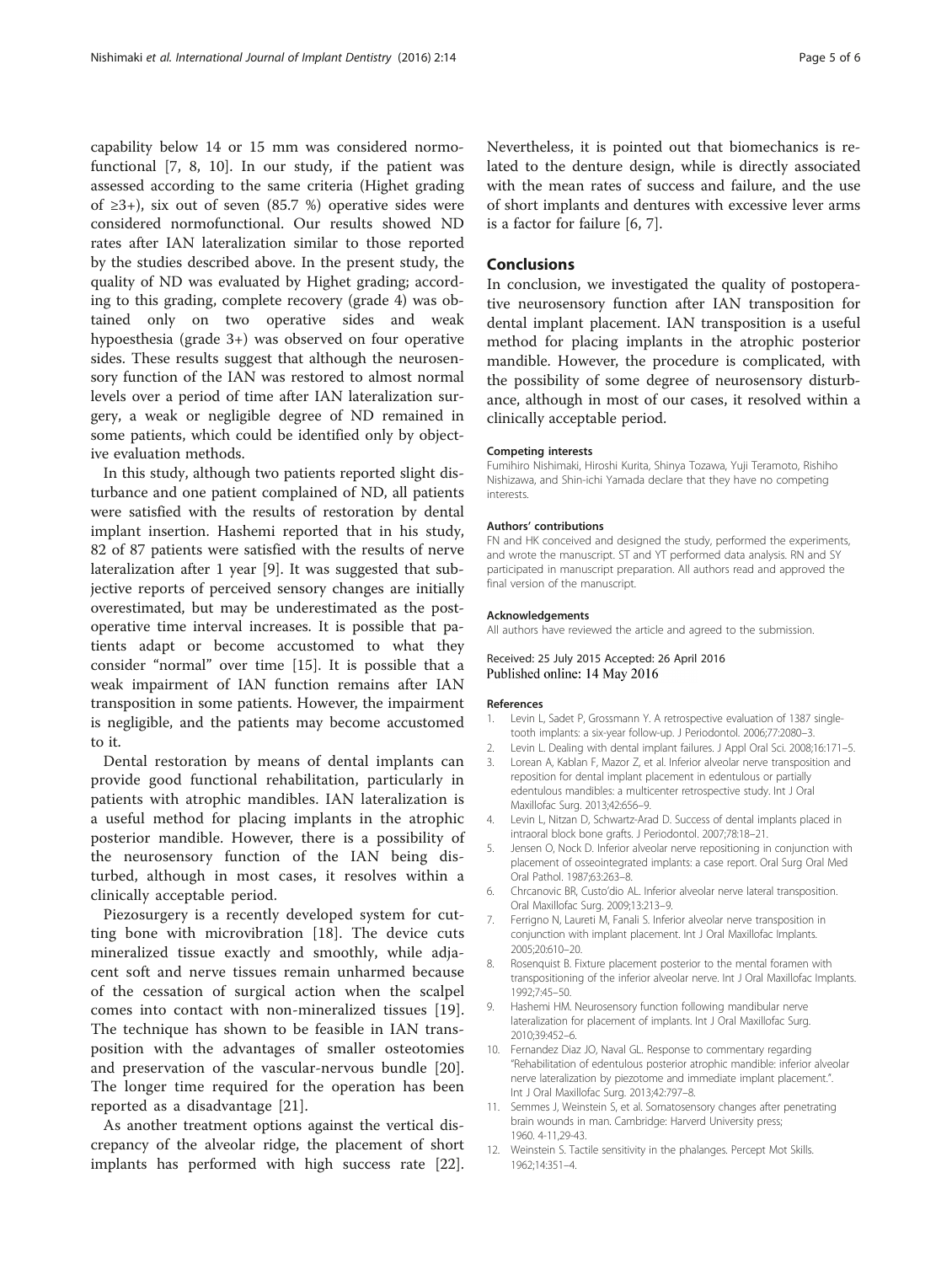capability below 14 or 15 mm was considered normofunctional [7, 8, 10]. In our study, if the patient was assessed according to the same criteria (Highet grading of ≥3+), six out of seven (85.7 %) operative sides were considered normofunctional. Our results showed ND rates after IAN lateralization similar to those reported by the studies described above. In the present study, the quality of ND was evaluated by Highet grading; according to this grading, complete recovery (grade 4) was obtained only on two operative sides and weak hypoesthesia (grade 3+) was observed on four operative sides. These results suggest that although the neurosensory function of the IAN was restored to almost normal levels over a period of time after IAN lateralization surgery, a weak or negligible degree of ND remained in some patients, which could be identified only by objective evaluation methods.

In this study, although two patients reported slight disturbance and one patient complained of ND, all patients were satisfied with the results of restoration by dental implant insertion. Hashemi reported that in his study, 82 of 87 patients were satisfied with the results of nerve lateralization after 1 year [9]. It was suggested that subjective reports of perceived sensory changes are initially overestimated, but may be underestimated as the postoperative time interval increases. It is possible that patients adapt or become accustomed to what they consider "normal" over time [15]. It is possible that a weak impairment of IAN function remains after IAN transposition in some patients. However, the impairment is negligible, and the patients may become accustomed to it.

Dental restoration by means of dental implants can provide good functional rehabilitation, particularly in patients with atrophic mandibles. IAN lateralization is a useful method for placing implants in the atrophic posterior mandible. However, there is a possibility of the neurosensory function of the IAN being disturbed, although in most cases, it resolves within a clinically acceptable period.

Piezosurgery is a recently developed system for cutting bone with microvibration [18]. The device cuts mineralized tissue exactly and smoothly, while adjacent soft and nerve tissues remain unharmed because of the cessation of surgical action when the scalpel comes into contact with non-mineralized tissues [19]. The technique has shown to be feasible in IAN transposition with the advantages of smaller osteotomies and preservation of the vascular-nervous bundle [20]. The longer time required for the operation has been reported as a disadvantage [21].

As another treatment options against the vertical discrepancy of the alveolar ridge, the placement of short implants has performed with high success rate [22]. Nevertheless, it is pointed out that biomechanics is related to the denture design, while is directly associated with the mean rates of success and failure, and the use of short implants and dentures with excessive lever arms is a factor for failure [6, 7].

## Conclusions

In conclusion, we investigated the quality of postoperative neurosensory function after IAN transposition for dental implant placement. IAN transposition is a useful method for placing implants in the atrophic posterior mandible. However, the procedure is complicated, with the possibility of some degree of neurosensory disturbance, although in most of our cases, it resolved within a clinically acceptable period.

#### Competing interests

Fumihiro Nishimaki, Hiroshi Kurita, Shinya Tozawa, Yuji Teramoto, Rishiho Nishizawa, and Shin-ichi Yamada declare that they have no competing interests.

#### Authors' contributions

FN and HK conceived and designed the study, performed the experiments, and wrote the manuscript. ST and YT performed data analysis. RN and SY participated in manuscript preparation. All authors read and approved the final version of the manuscript.

#### Acknowledgements

All authors have reviewed the article and agreed to the submission.

Received: 25 July 2015 Accepted: 26 April 2016
Published online: 14 May 2016

#### References

1. Levin L, Sadet P, Grossmann Y. A retrospective evaluation of 1387 single-tooth implants: a six-year follow-up. J Periodontol. 2006;77:2080–3.
2. Levin L. Dealing with dental implant failures. J Appl Oral Sci. 2008;16:171–5.
3. Lorean A, Kablan F, Mazor Z, et al. Inferior alveolar nerve transposition and reposition for dental implant placement in edentulous or partially edentulous mandibles: a multicenter retrospective study. Int J Oral Maxillofac Surg. 2013;42:656–9.
4. Levin L, Nitzan D, Schwartz-Arad D. Success of dental implants placed in intraoral block bone grafts. J Periodontol. 2007;78:18–21.
5. Jensen O, Nock D. Inferior alveolar nerve repositioning in conjunction with placement of osseointegrated implants: a case report. Oral Surg Oral Med Oral Pathol. 1987;63:263–8.
6. Chrcanovic BR, Custo'dio AL. Inferior alveolar nerve lateral transposition. Oral Maxillofac Surg. 2009;13:213–9.
7. Ferrigno N, Laureti M, Fanali S. Inferior alveolar nerve transposition in conjunction with implant placement. Int J Oral Maxillofac Implants. 2005;20:610–20.
8. Rosenquist B. Fixture placement posterior to the mental foramen with transpositioning of the inferior alveolar nerve. Int J Oral Maxillofac Implants. 1992;7:45–50.
9. Hashemi HM. Neurosensory function following mandibular nerve lateralization for placement of implants. Int J Oral Maxillofac Surg. 2010;39:452–6.
10. Fernandez Diaz JO, Naval GL. Response to commentary regarding "Rehabilitation of edentulous posterior atrophic mandible: inferior alveolar nerve lateralization by piezotome and immediate implant placement.". Int J Oral Maxillofac Surg. 2013;42:797–8.
11. Semmes J, Weinstein S, et al. Somatosensory changes after penetrating brain wounds in man. Cambridge: Harverd University press; 1960. 4-11,29-43.
12. Weinstein S. Tactile sensitivity in the phalanges. Percept Mot Skills. 1962;14:351–4.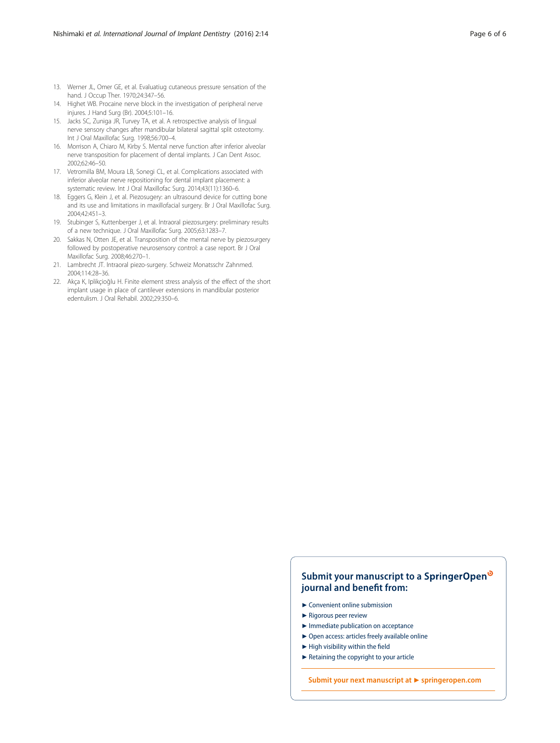13. Werner JL, Omer GE, et al. Evaluatiug cutaneous pressure sensation of the hand. J Occup Ther. 1970;24:347–56.
14. Highet WB. Procaine nerve block in the investigation of peripheral nerve injures. J Hand Surg (Br). 2004;5:101–16.
15. Jacks SC, Zuniga JR, Turvey TA, et al. A retrospective analysis of lingual nerve sensory changes after mandibular bilateral sagittal split osteotomy. Int J Oral Maxillofac Surg. 1998;56:700–4.
16. Morrison A, Chiaro M, Kirby S. Mental nerve function after inferior alveolar nerve transposition for placement of dental implants. J Can Dent Assoc. 2002;62:46–50.
17. Vetromilla BM, Moura LB, Sonegi CL, et al. Complications associated with inferior alveolar nerve repositioning for dental implant placement: a systematic review. Int J Oral Maxillofac Surg. 2014;43(11):1360–6.
18. Eggers G, Klein J, et al. Piezosugery: an ultrasound device for cutting bone and its use and limitations in maxillofacial surgery. Br J Oral Maxillofac Surg. 2004;42:451–3.
19. Stubinger S, Kuttenberger J, et al. Intraoral piezosurgery: preliminary results of a new technique. J Oral Maxillofac Surg. 2005;63:1283–7.
20. Sakkas N, Otten JE, et al. Transposition of the mental nerve by piezosurgery followed by postoperative neurosensory control: a case report. Br J Oral Maxillofac Surg. 2008;46:270–1.
21. Lambrecht JT. Intraoral piezo-surgery. Schweiz Monatsschr Zahnmed. 2004;114:28–36.
22. Akça K, Iplikçioğlu H. Finite element stress analysis of the effect of the short implant usage in place of cantilever extensions in mandibular posterior edentulism. J Oral Rehabil. 2002;29:350–6.

**Submit your manuscript to a SpringerOpen journal and benefit from:**

- ► Convenient online submission
- ► Rigorous peer review
- ► Immediate publication on acceptance
- ► Open access: articles freely available online
- ► High visibility within the field
- ► Retaining the copyright to your article

**Submit your next manuscript at ► springeropen.com**